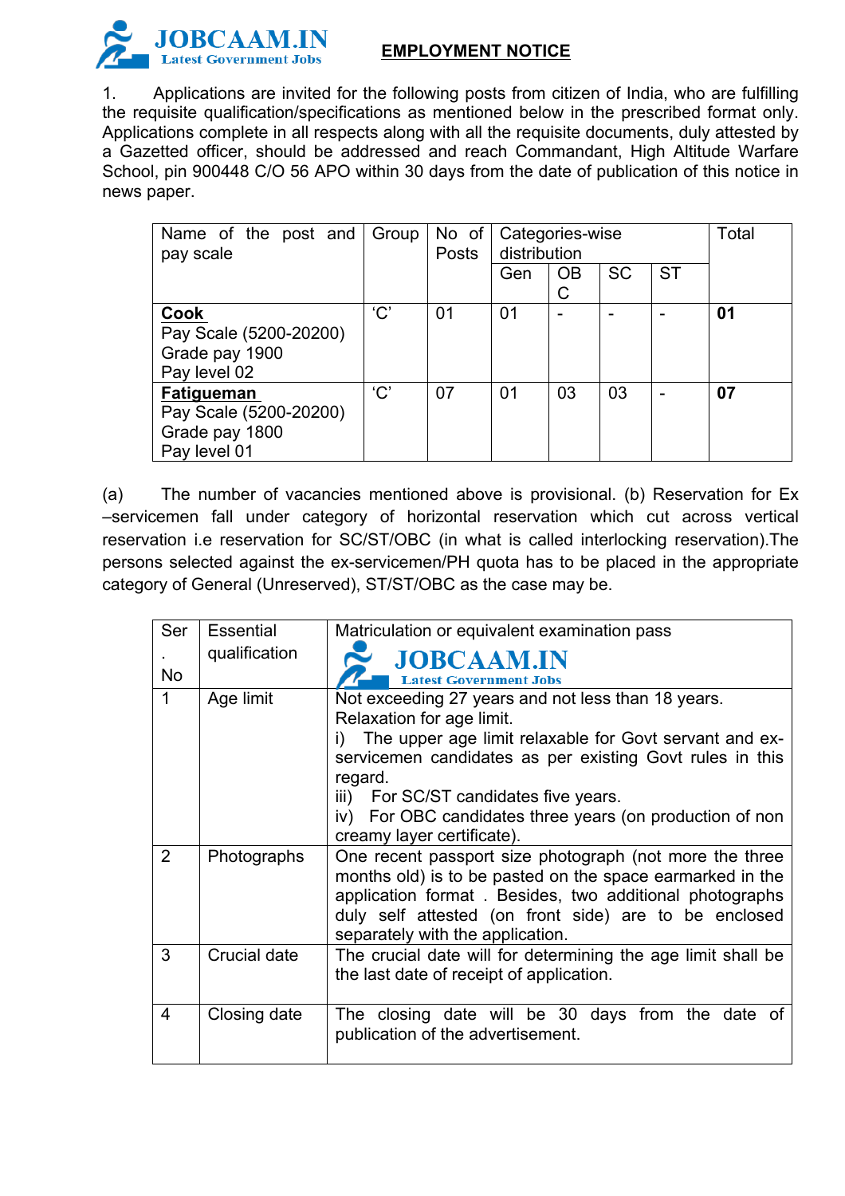## EMPLOYMENT NOTICE

1. Applications are invited for the following posts from citizen of India, who are fulfilling the requisite qualification/specifications as mentioned below in the prescribed format only. Applications complete in all respects along with all the requisite documents, duly attested by a Gazetted officer, should be addressed and reach Commandant, High Altitude Warfare School, pin 900448 C/O 56 APO within 30 days from the date of publication of this notice in news paper.

| Name of the post and pay scale | Group | No of Posts | Categories-wise distribution | | | | Total |
|---|---|---|---|---|---|---|---|
| | | | Gen | OBC | SC | ST | |
| **Cook**<br>Pay Scale (5200-20200)<br>Grade pay 1900<br>Pay level 02 | 'C' | 01 | 01 | - | - | - | **01** |
| **Fatigueman**<br>Pay Scale (5200-20200)<br>Grade pay 1800<br>Pay level 01 | 'C' | 07 | 01 | 03 | 03 | - | **07** |

(a) The number of vacancies mentioned above is provisional. (b) Reservation for Ex –servicemen fall under category of horizontal reservation which cut across vertical reservation i.e reservation for SC/ST/OBC (in what is called interlocking reservation).The persons selected against the ex-servicemen/PH quota has to be placed in the appropriate category of General (Unreserved), ST/ST/OBC as the case may be.

| Ser. No | Essential qualification | Matriculation or equivalent examination pass |
|---|---|---|
| 1 | Age limit | Not exceeding 27 years and not less than 18 years.<br>Relaxation for age limit.<br>i) The upper age limit relaxable for Govt servant and ex-servicemen candidates as per existing Govt rules in this regard.<br>iii) For SC/ST candidates five years.<br>iv) For OBC candidates three years (on production of non creamy layer certificate). |
| 2 | Photographs | One recent passport size photograph (not more the three months old) is to be pasted on the space earmarked in the application format . Besides, two additional photographs duly self attested (on front side) are to be enclosed separately with the application. |
| 3 | Crucial date | The crucial date will for determining the age limit shall be the last date of receipt of application. |
| 4 | Closing date | The closing date will be 30 days from the date of publication of the advertisement. |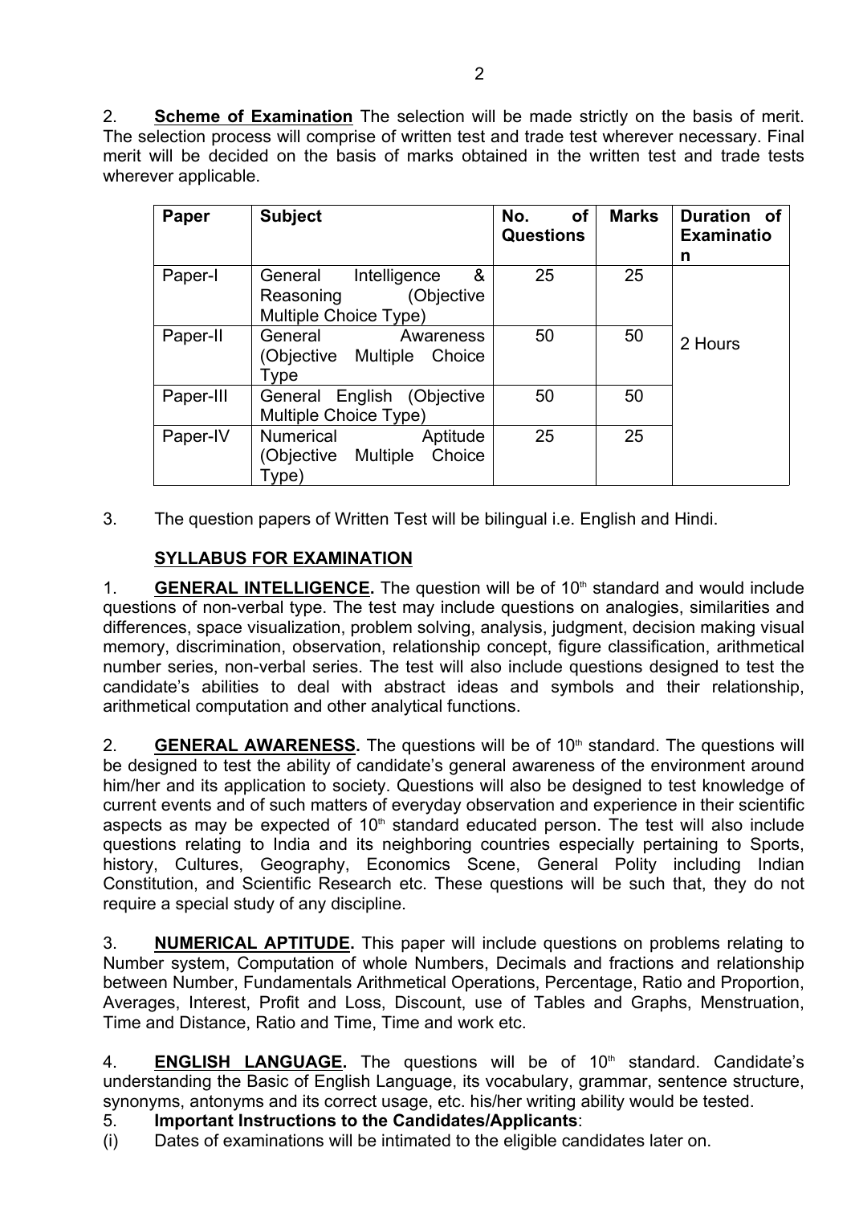2. **Scheme of Examination** The selection will be made strictly on the basis of merit. The selection process will comprise of written test and trade test wherever necessary. Final merit will be decided on the basis of marks obtained in the written test and trade tests wherever applicable.

| Paper | Subject | No. of Questions | Marks | Duration of Examination |
|---|---|---|---|---|
| Paper-I | General Intelligence & Reasoning (Objective Multiple Choice Type) | 25 | 25 | 2 Hours |
| Paper-II | General Awareness (Objective Multiple Choice Type | 50 | 50 | |
| Paper-III | General English (Objective Multiple Choice Type) | 50 | 50 | |
| Paper-IV | Numerical Aptitude (Objective Multiple Choice Type) | 25 | 25 | |

3. The question papers of Written Test will be bilingual i.e. English and Hindi.

## SYLLABUS FOR EXAMINATION

1. **GENERAL INTELLIGENCE.** The question will be of 10th standard and would include questions of non-verbal type. The test may include questions on analogies, similarities and differences, space visualization, problem solving, analysis, judgment, decision making visual memory, discrimination, observation, relationship concept, figure classification, arithmetical number series, non-verbal series. The test will also include questions designed to test the candidate's abilities to deal with abstract ideas and symbols and their relationship, arithmetical computation and other analytical functions.

2. **GENERAL AWARENESS.** The questions will be of 10th standard. The questions will be designed to test the ability of candidate's general awareness of the environment around him/her and its application to society. Questions will also be designed to test knowledge of current events and of such matters of everyday observation and experience in their scientific aspects as may be expected of 10th standard educated person. The test will also include questions relating to India and its neighboring countries especially pertaining to Sports, history, Cultures, Geography, Economics Scene, General Polity including Indian Constitution, and Scientific Research etc. These questions will be such that, they do not require a special study of any discipline.

3. **NUMERICAL APTITUDE.** This paper will include questions on problems relating to Number system, Computation of whole Numbers, Decimals and fractions and relationship between Number, Fundamentals Arithmetical Operations, Percentage, Ratio and Proportion, Averages, Interest, Profit and Loss, Discount, use of Tables and Graphs, Menstruation, Time and Distance, Ratio and Time, Time and work etc.

4. **ENGLISH LANGUAGE.** The questions will be of 10th standard. Candidate's understanding the Basic of English Language, its vocabulary, grammar, sentence structure, synonyms, antonyms and its correct usage, etc. his/her writing ability would be tested.

5. **Important Instructions to the Candidates/Applicants**:

(i) Dates of examinations will be intimated to the eligible candidates later on.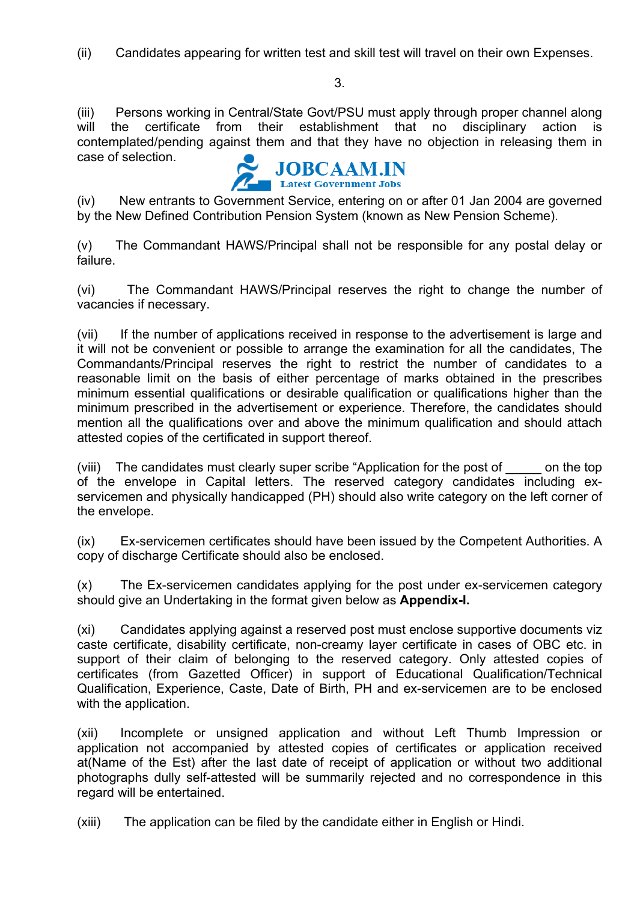(ii) Candidates appearing for written test and skill test will travel on their own Expenses.

(iii) Persons working in Central/State Govt/PSU must apply through proper channel along will the certificate from their establishment that no disciplinary action is contemplated/pending against them and that they have no objection in releasing them in case of selection.

(iv) New entrants to Government Service, entering on or after 01 Jan 2004 are governed by the New Defined Contribution Pension System (known as New Pension Scheme).

(v) The Commandant HAWS/Principal shall not be responsible for any postal delay or failure.

(vi) The Commandant HAWS/Principal reserves the right to change the number of vacancies if necessary.

(vii) If the number of applications received in response to the advertisement is large and it will not be convenient or possible to arrange the examination for all the candidates, The Commandants/Principal reserves the right to restrict the number of candidates to a reasonable limit on the basis of either percentage of marks obtained in the prescribes minimum essential qualifications or desirable qualification or qualifications higher than the minimum prescribed in the advertisement or experience. Therefore, the candidates should mention all the qualifications over and above the minimum qualification and should attach attested copies of the certificated in support thereof.

(viii) The candidates must clearly super scribe "Application for the post of _____ on the top of the envelope in Capital letters. The reserved category candidates including ex-servicemen and physically handicapped (PH) should also write category on the left corner of the envelope.

(ix) Ex-servicemen certificates should have been issued by the Competent Authorities. A copy of discharge Certificate should also be enclosed.

(x) The Ex-servicemen candidates applying for the post under ex-servicemen category should give an Undertaking in the format given below as **Appendix-I.**

(xi) Candidates applying against a reserved post must enclose supportive documents viz caste certificate, disability certificate, non-creamy layer certificate in cases of OBC etc. in support of their claim of belonging to the reserved category. Only attested copies of certificates (from Gazetted Officer) in support of Educational Qualification/Technical Qualification, Experience, Caste, Date of Birth, PH and ex-servicemen are to be enclosed with the application.

(xii) Incomplete or unsigned application and without Left Thumb Impression or application not accompanied by attested copies of certificates or application received at(Name of the Est) after the last date of receipt of application or without two additional photographs dully self-attested will be summarily rejected and no correspondence in this regard will be entertained.

(xiii) The application can be filed by the candidate either in English or Hindi.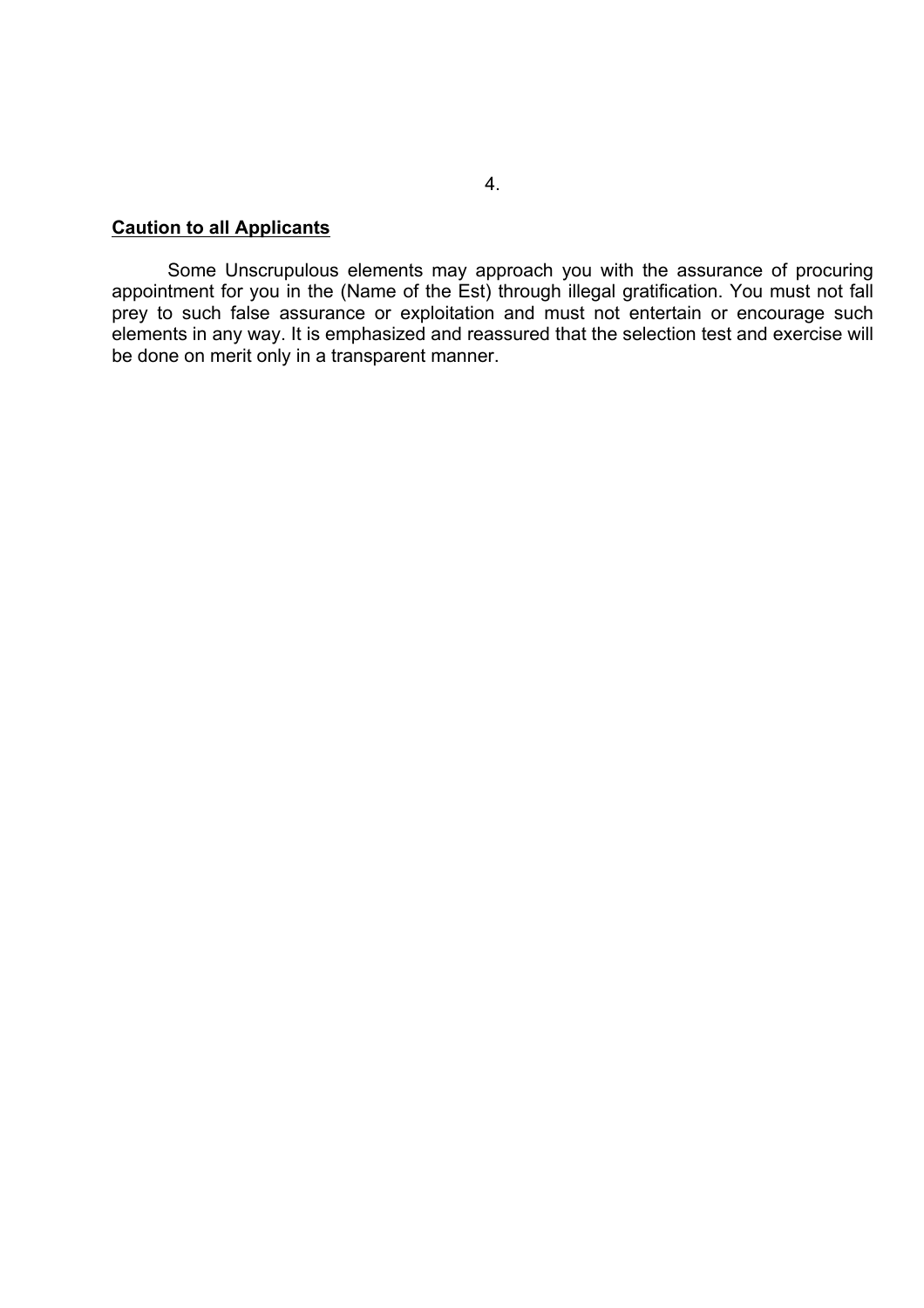**<u>Caution to all Applicants</u>**

Some Unscrupulous elements may approach you with the assurance of procuring appointment for you in the (Name of the Est) through illegal gratification. You must not fall prey to such false assurance or exploitation and must not entertain or encourage such elements in any way. It is emphasized and reassured that the selection test and exercise will be done on merit only in a transparent manner.